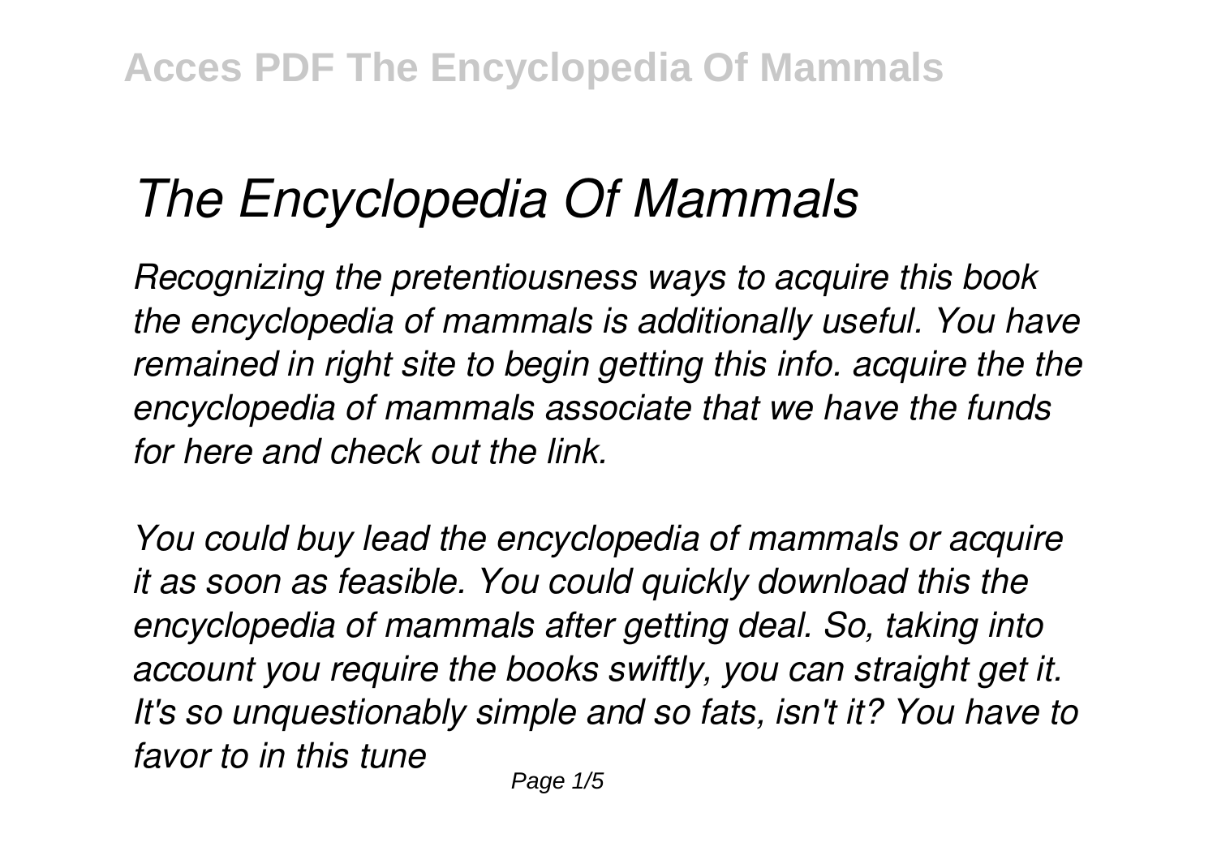# *The Encyclopedia Of Mammals*

*Recognizing the pretentiousness ways to acquire this book the encyclopedia of mammals is additionally useful. You have remained in right site to begin getting this info. acquire the the encyclopedia of mammals associate that we have the funds for here and check out the link.*

*You could buy lead the encyclopedia of mammals or acquire it as soon as feasible. You could quickly download this the encyclopedia of mammals after getting deal. So, taking into account you require the books swiftly, you can straight get it. It's so unquestionably simple and so fats, isn't it? You have to favor to in this tune*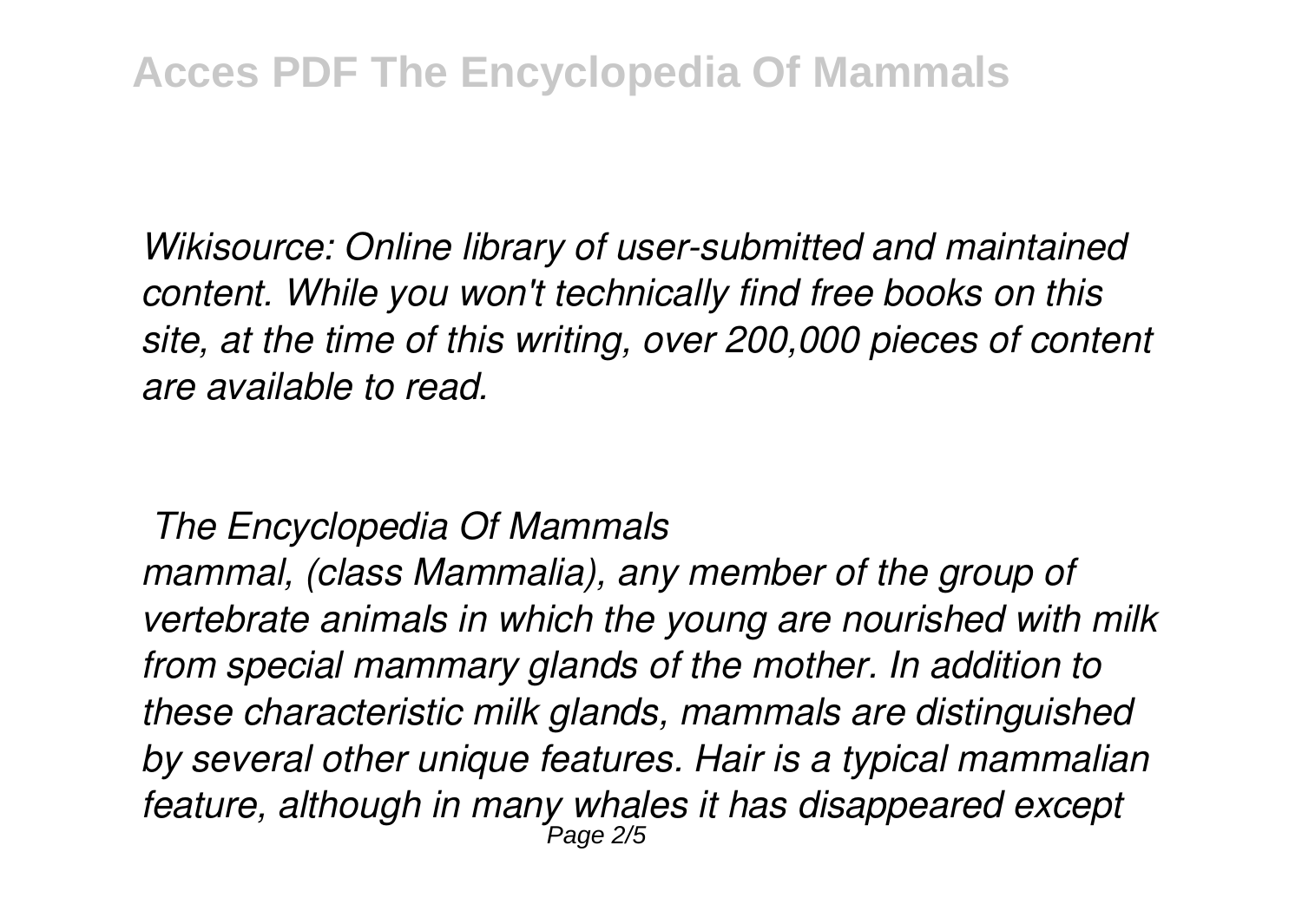*Wikisource: Online library of user-submitted and maintained content. While you won't technically find free books on this site, at the time of this writing, over 200,000 pieces of content are available to read.*

## *The Encyclopedia Of Mammals*

*mammal, (class Mammalia), any member of the group of vertebrate animals in which the young are nourished with milk from special mammary glands of the mother. In addition to these characteristic milk glands, mammals are distinguished by several other unique features. Hair is a typical mammalian feature, although in many whales it has disappeared except*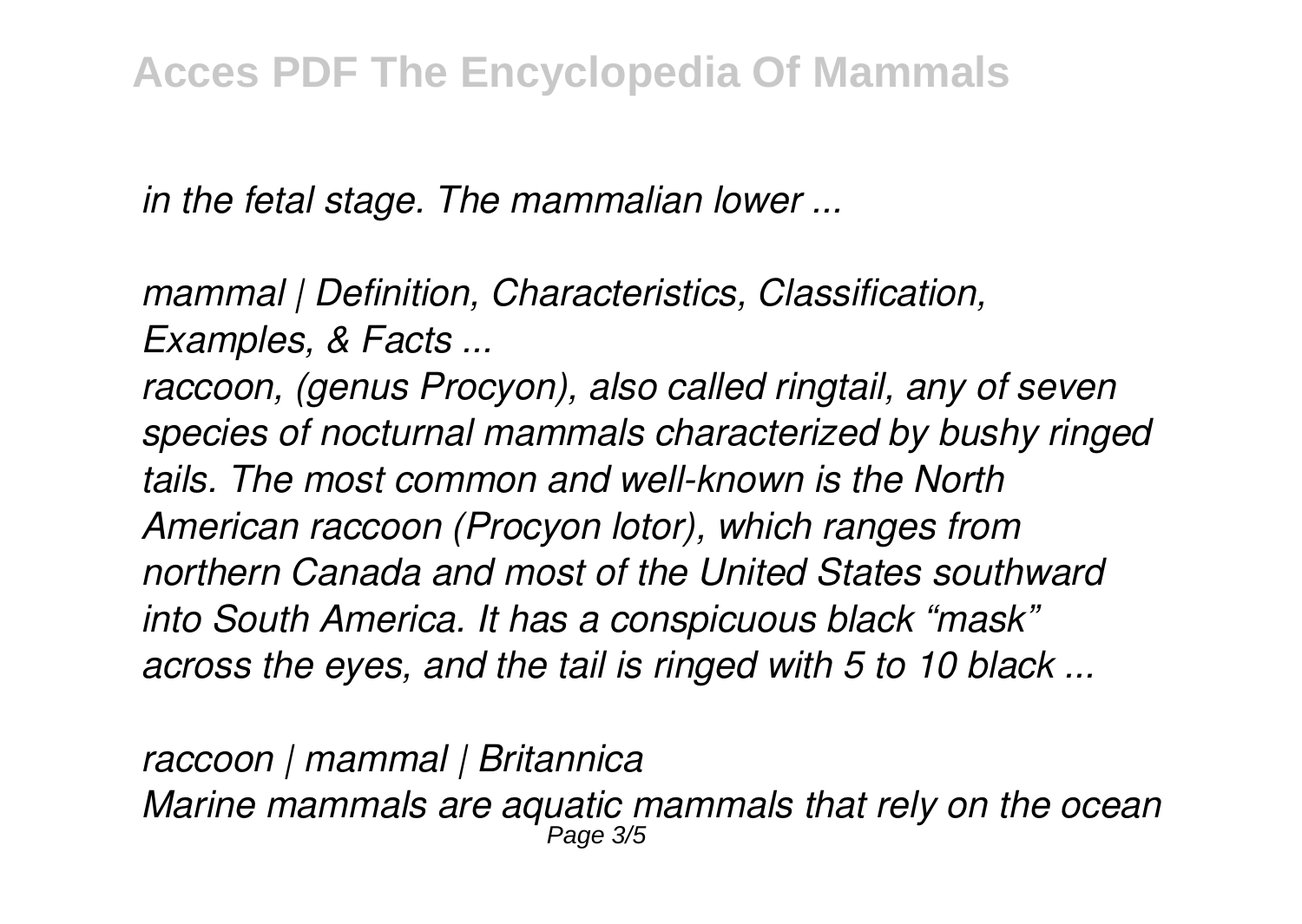*in the fetal stage. The mammalian lower ...*

*mammal | Definition, Characteristics, Classification, Examples, & Facts ...*

*raccoon, (genus Procyon), also called ringtail, any of seven species of nocturnal mammals characterized by bushy ringed tails. The most common and well-known is the North American raccoon (Procyon lotor), which ranges from northern Canada and most of the United States southward into South America. It has a conspicuous black "mask" across the eyes, and the tail is ringed with 5 to 10 black ...*

*raccoon | mammal | Britannica*

*Marine mammals are aquatic mammals that rely on the ocean*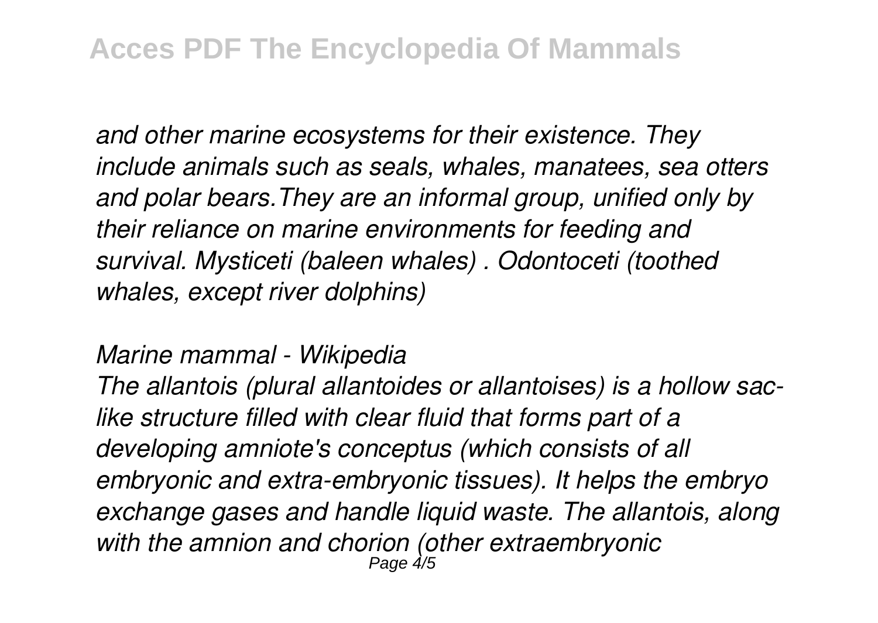*and other marine ecosystems for their existence. They include animals such as seals, whales, manatees, sea otters and polar bears.They are an informal group, unified only by their reliance on marine environments for feeding and survival. Mysticeti (baleen whales) . Odontoceti (toothed whales, except river dolphins)*

*Marine mammal - Wikipedia*

*The allantois (plural allantoides or allantoises) is a hollow sac-like structure filled with clear fluid that forms part of a developing amniote's conceptus (which consists of all embryonic and extra-embryonic tissues). It helps the embryo exchange gases and handle liquid waste. The allantois, along with the amnion and chorion (other extraembryonic*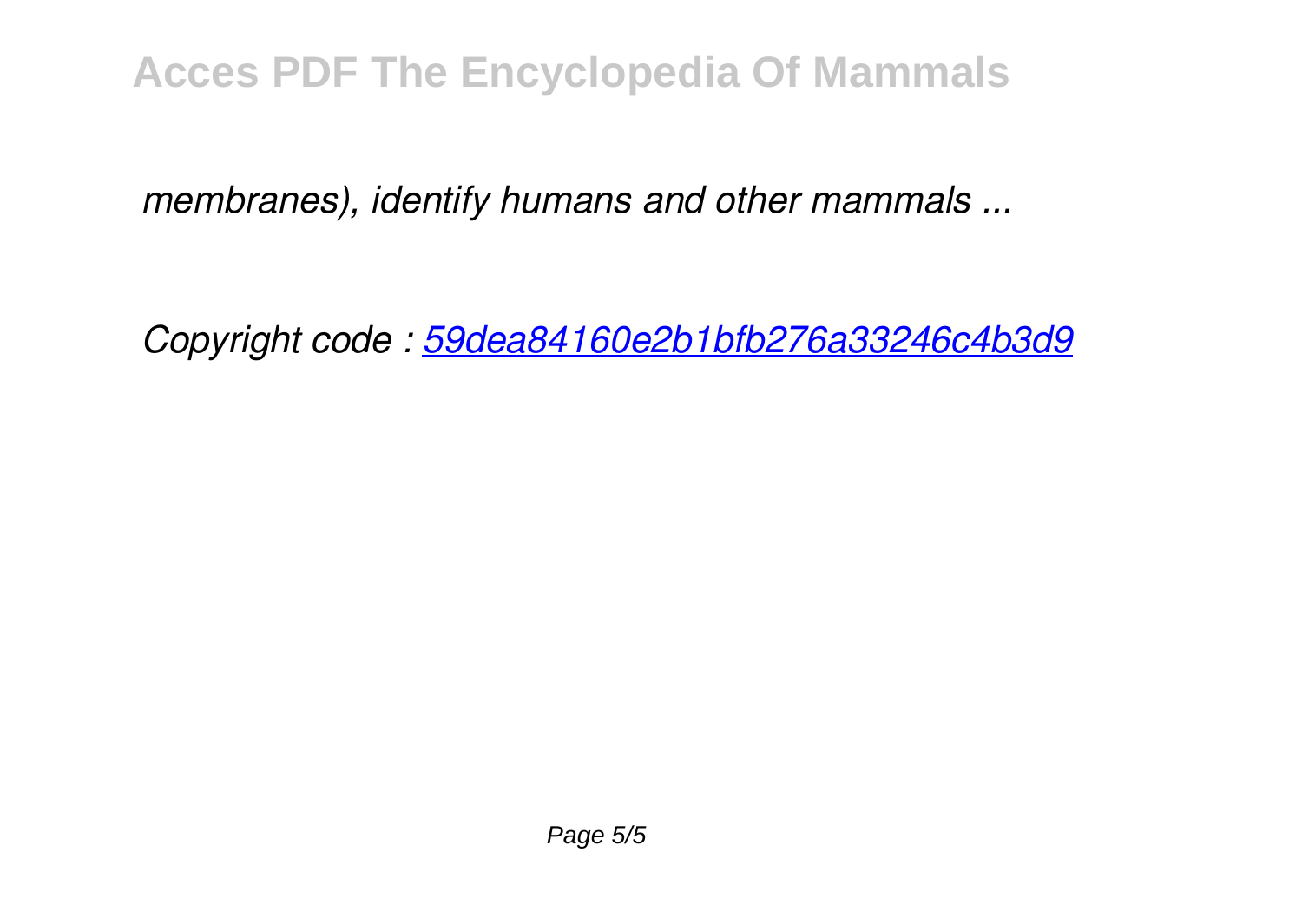*membranes), identify humans and other mammals ...*

*Copyright code : [59dea84160e2b1bfb276a33246c4b3d9](59dea84160e2b1bfb276a33246c4b3d9)*